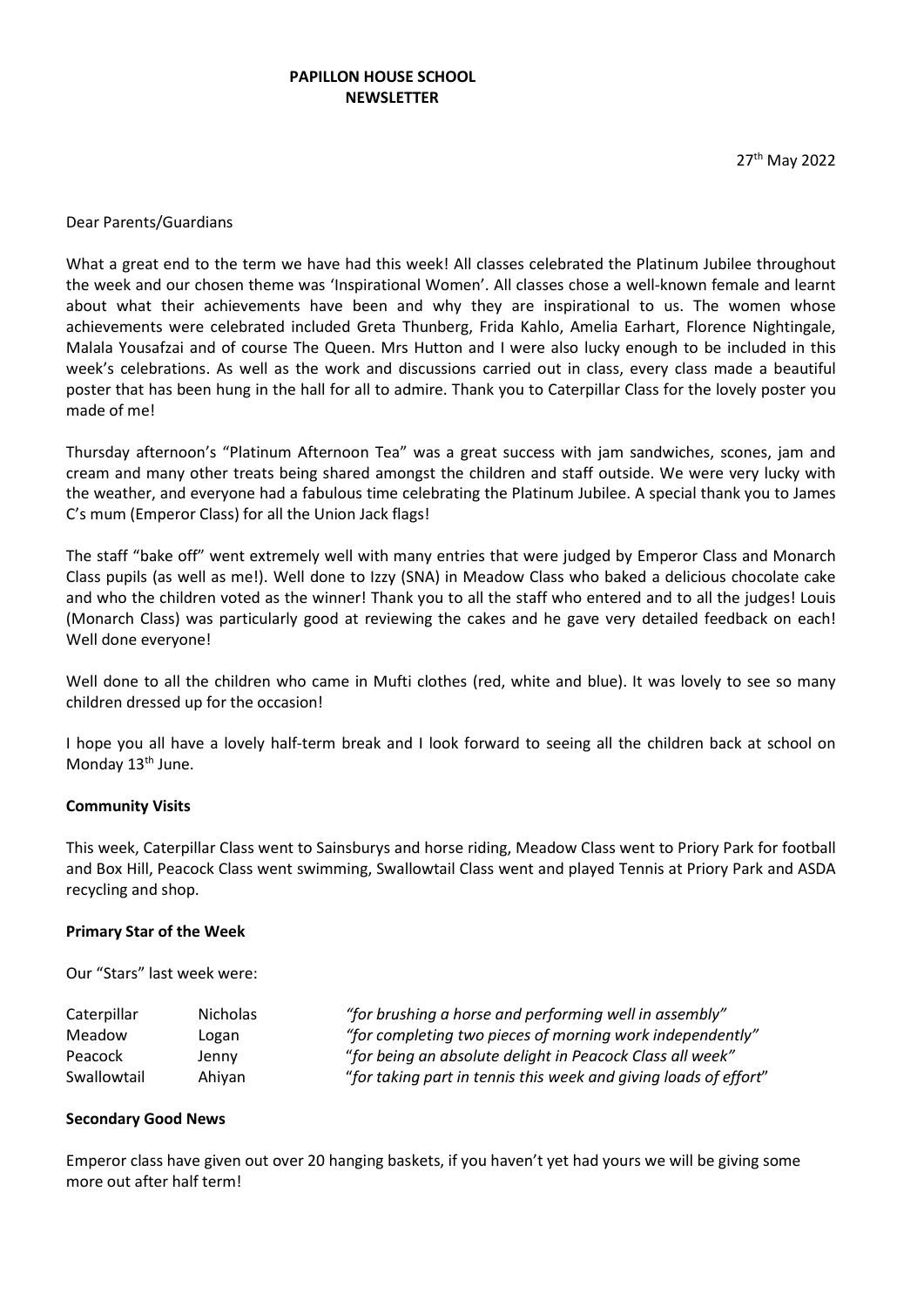**PAPILLON HOUSE SCHOOL**
**NEWSLETTER**

27th May 2022

Dear Parents/Guardians

What a great end to the term we have had this week! All classes celebrated the Platinum Jubilee throughout the week and our chosen theme was 'Inspirational Women'. All classes chose a well-known female and learnt about what their achievements have been and why they are inspirational to us. The women whose achievements were celebrated included Greta Thunberg, Frida Kahlo, Amelia Earhart, Florence Nightingale, Malala Yousafzai and of course The Queen. Mrs Hutton and I were also lucky enough to be included in this week's celebrations. As well as the work and discussions carried out in class, every class made a beautiful poster that has been hung in the hall for all to admire. Thank you to Caterpillar Class for the lovely poster you made of me!

Thursday afternoon's "Platinum Afternoon Tea" was a great success with jam sandwiches, scones, jam and cream and many other treats being shared amongst the children and staff outside. We were very lucky with the weather, and everyone had a fabulous time celebrating the Platinum Jubilee. A special thank you to James C's mum (Emperor Class) for all the Union Jack flags!

The staff "bake off" went extremely well with many entries that were judged by Emperor Class and Monarch Class pupils (as well as me!). Well done to Izzy (SNA) in Meadow Class who baked a delicious chocolate cake and who the children voted as the winner! Thank you to all the staff who entered and to all the judges! Louis (Monarch Class) was particularly good at reviewing the cakes and he gave very detailed feedback on each! Well done everyone!

Well done to all the children who came in Mufti clothes (red, white and blue). It was lovely to see so many children dressed up for the occasion!

I hope you all have a lovely half-term break and I look forward to seeing all the children back at school on Monday 13th June.

**Community Visits**

This week, Caterpillar Class went to Sainsburys and horse riding, Meadow Class went to Priory Park for football and Box Hill, Peacock Class went swimming, Swallowtail Class went and played Tennis at Priory Park and ASDA recycling and shop.

**Primary Star of the Week**

Our "Stars" last week were:

| | | |
|---|---|---|
| Caterpillar | Nicholas | *"for brushing a horse and performing well in assembly"* |
| Meadow | Logan | *"for completing two pieces of morning work independently"* |
| Peacock | Jenny | *"for being an absolute delight in Peacock Class all week"* |
| Swallowtail | Ahiyan | *"for taking part in tennis this week and giving loads of effort"* |

**Secondary Good News**

Emperor class have given out over 20 hanging baskets, if you haven't yet had yours we will be giving some more out after half term!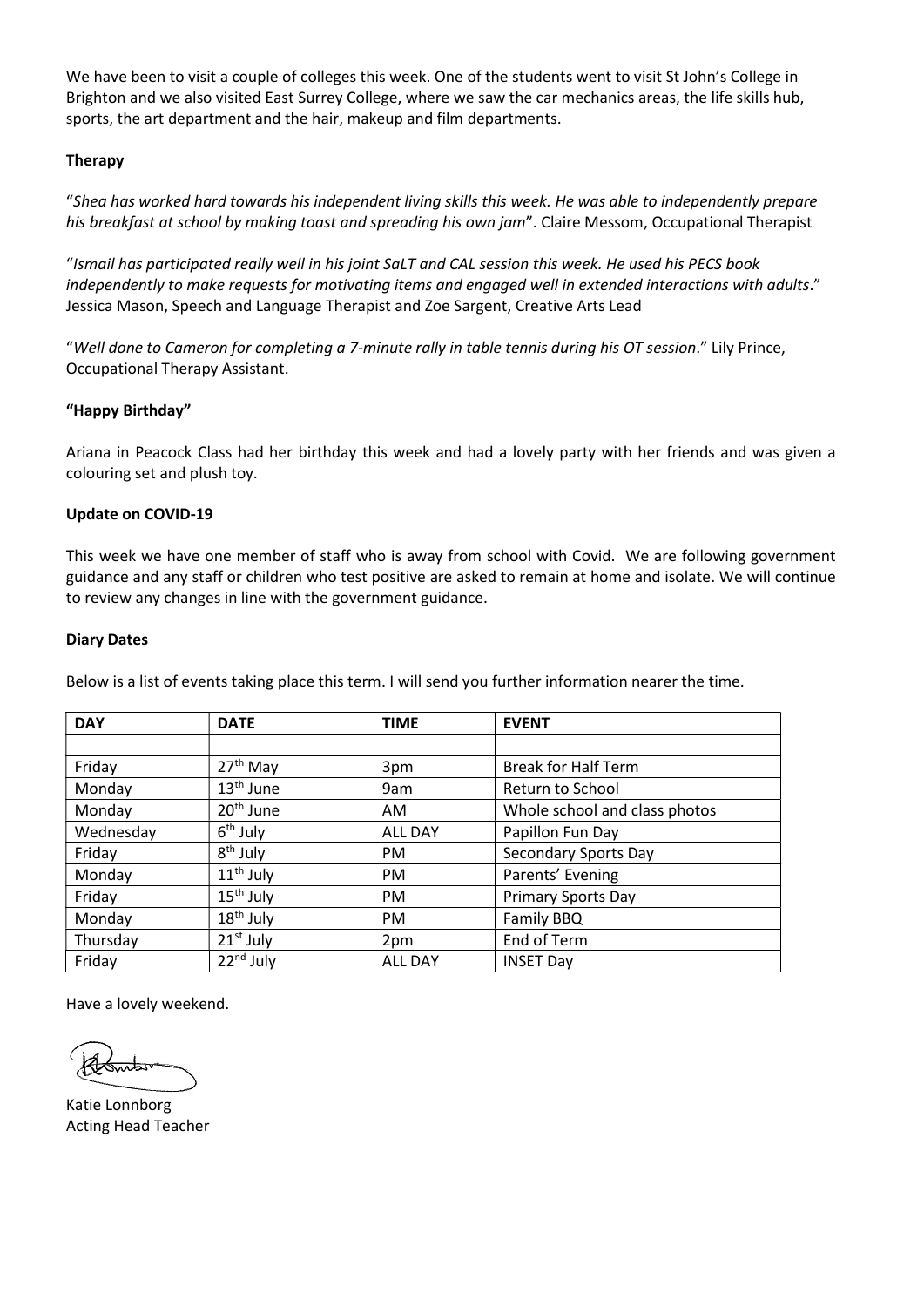We have been to visit a couple of colleges this week. One of the students went to visit St John's College in Brighton and we also visited East Surrey College, where we saw the car mechanics areas, the life skills hub, sports, the art department and the hair, makeup and film departments.

**Therapy**

"*Shea has worked hard towards his independent living skills this week. He was able to independently prepare his breakfast at school by making toast and spreading his own jam*". Claire Messom, Occupational Therapist

"*Ismail has participated really well in his joint SaLT and CAL session this week. He used his PECS book independently to make requests for motivating items and engaged well in extended interactions with adults*." Jessica Mason, Speech and Language Therapist and Zoe Sargent, Creative Arts Lead

"*Well done to Cameron for completing a 7-minute rally in table tennis during his OT session*." Lily Prince, Occupational Therapy Assistant.

**"Happy Birthday"**

Ariana in Peacock Class had her birthday this week and had a lovely party with her friends and was given a colouring set and plush toy.

**Update on COVID-19**

This week we have one member of staff who is away from school with Covid. We are following government guidance and any staff or children who test positive are asked to remain at home and isolate. We will continue to review any changes in line with the government guidance.

**Diary Dates**

Below is a list of events taking place this term. I will send you further information nearer the time.

| DAY | DATE | TIME | EVENT |
|---|---|---|---|
| | | | |
| Friday | 27th May | 3pm | Break for Half Term |
| Monday | 13th June | 9am | Return to School |
| Monday | 20th June | AM | Whole school and class photos |
| Wednesday | 6th July | ALL DAY | Papillon Fun Day |
| Friday | 8th July | PM | Secondary Sports Day |
| Monday | 11th July | PM | Parents' Evening |
| Friday | 15th July | PM | Primary Sports Day |
| Monday | 18th July | PM | Family BBQ |
| Thursday | 21st July | 2pm | End of Term |
| Friday | 22nd July | ALL DAY | INSET Day |

Have a lovely weekend.

Katie Lonnborg
Acting Head Teacher